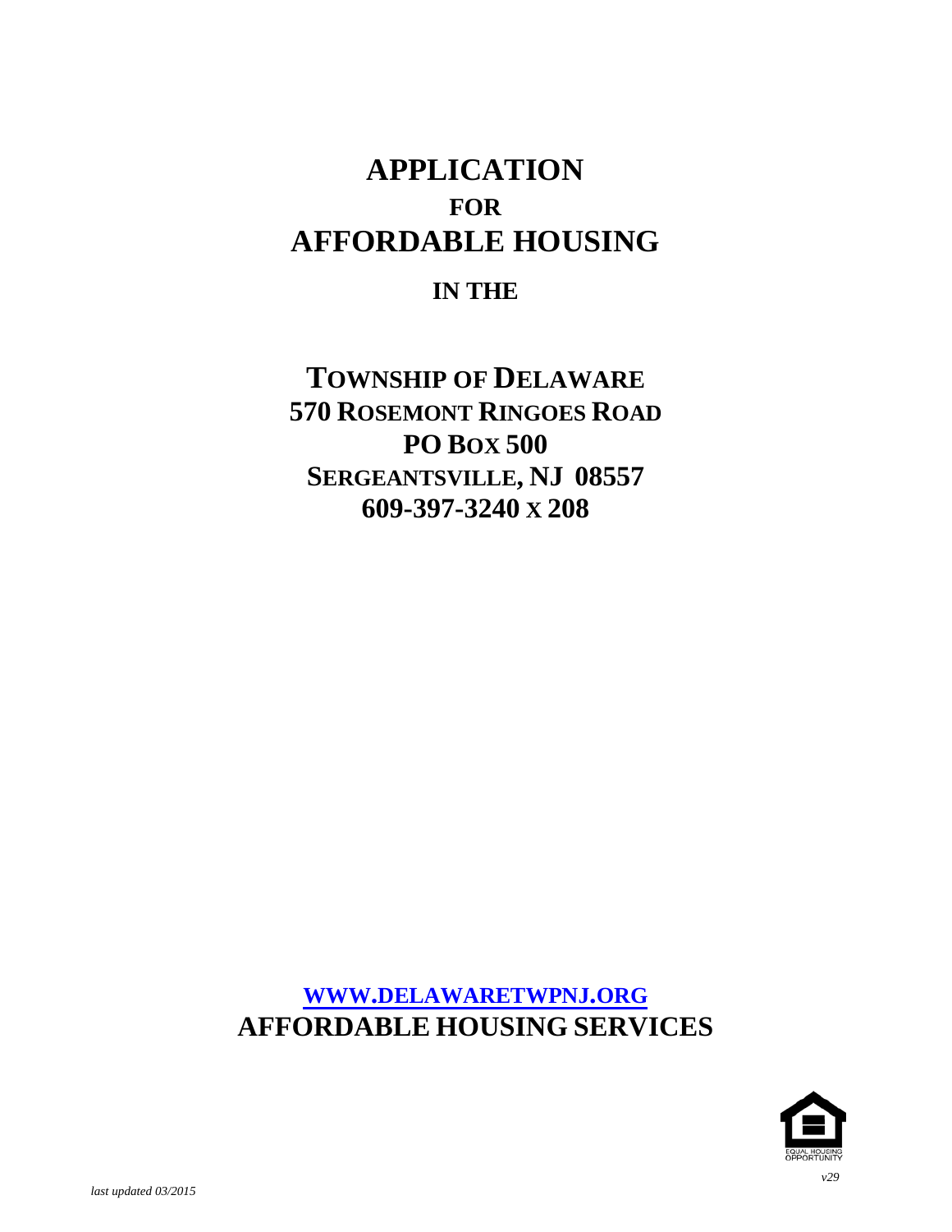# APPLICATION

## FOR

# AFFORDABLE HOUSING

## IN THE

## TOWNSHIP OF DELAWARE
**570 ROSEMONT RINGOES ROAD**
**PO BOX 500**
**SERGEANTSVILLE, NJ 08557**
**609-397-3240 X 208**

**[WWW.DELAWARETWPNJ.ORG](http://WWW.DELAWARETWPNJ.ORG)**

**AFFORDABLE HOUSING SERVICES**

EQUAL HOUSING OPPORTUNITY

*last updated 03/2015*

*v29*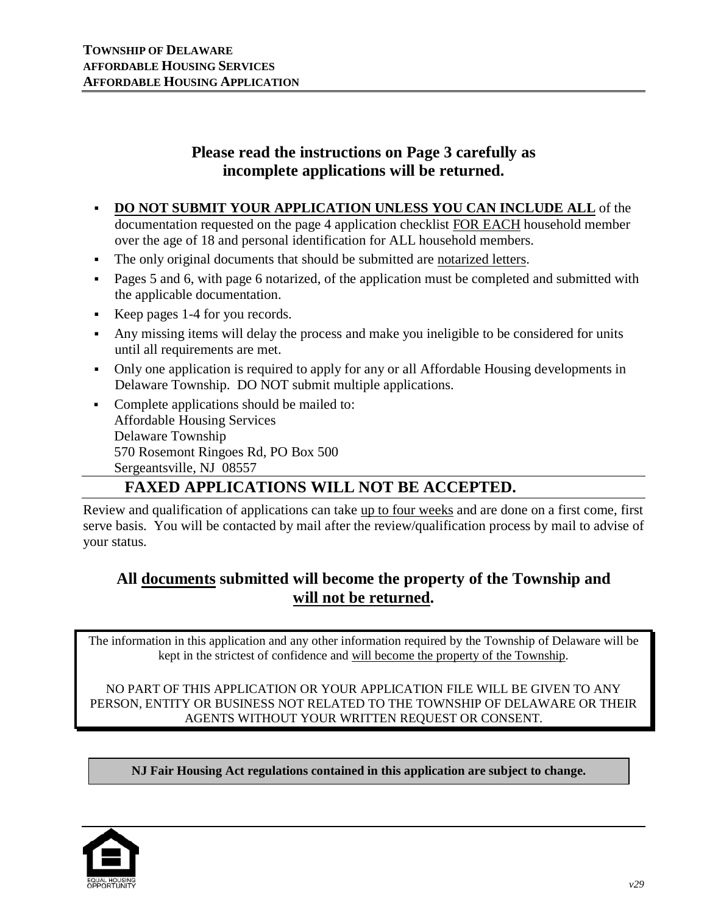**TOWNSHIP OF DELAWARE**
**AFFORDABLE HOUSING SERVICES**
**AFFORDABLE HOUSING APPLICATION**

## Please read the instructions on Page 3 carefully as incomplete applications will be returned.

- **DO NOT SUBMIT YOUR APPLICATION UNLESS YOU CAN INCLUDE ALL** of the documentation requested on the page 4 application checklist FOR EACH household member over the age of 18 and personal identification for ALL household members.
- The only original documents that should be submitted are notarized letters.
- Pages 5 and 6, with page 6 notarized, of the application must be completed and submitted with the applicable documentation.
- Keep pages 1-4 for you records.
- Any missing items will delay the process and make you ineligible to be considered for units until all requirements are met.
- Only one application is required to apply for any or all Affordable Housing developments in Delaware Township. DO NOT submit multiple applications.
- Complete applications should be mailed to:
  Affordable Housing Services
  Delaware Township
  570 Rosemont Ringoes Rd, PO Box 500
  Sergeantsville, NJ 08557

## FAXED APPLICATIONS WILL NOT BE ACCEPTED.

Review and qualification of applications can take up to four weeks and are done on a first come, first serve basis. You will be contacted by mail after the review/qualification process by mail to advise of your status.

## All documents submitted will become the property of the Township and will not be returned.

The information in this application and any other information required by the Township of Delaware will be kept in the strictest of confidence and will become the property of the Township.

NO PART OF THIS APPLICATION OR YOUR APPLICATION FILE WILL BE GIVEN TO ANY PERSON, ENTITY OR BUSINESS NOT RELATED TO THE TOWNSHIP OF DELAWARE OR THEIR AGENTS WITHOUT YOUR WRITTEN REQUEST OR CONSENT.

**NJ Fair Housing Act regulations contained in this application are subject to change.**

EQUAL HOUSING OPPORTUNITY

*v29*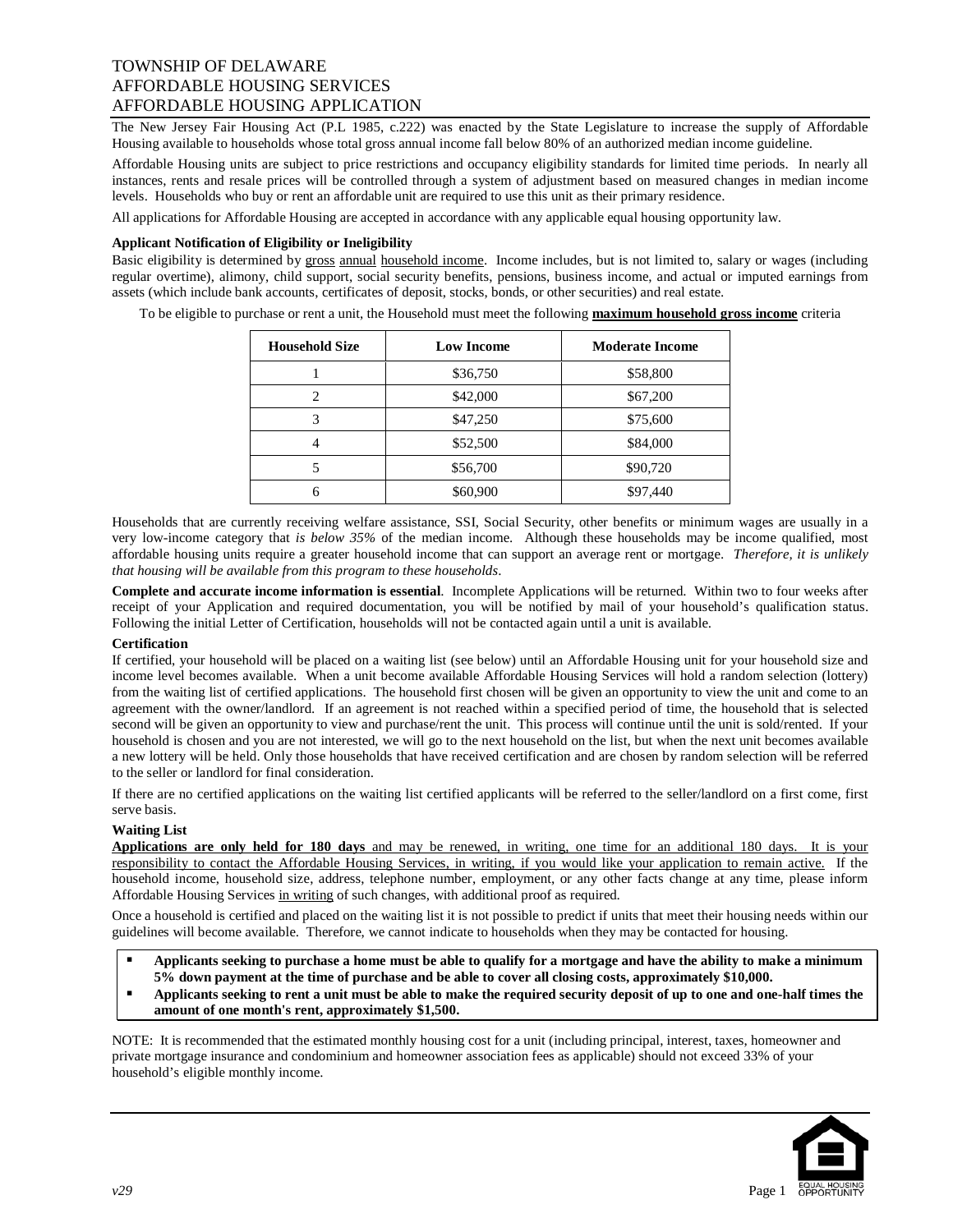# TOWNSHIP OF DELAWARE
# AFFORDABLE HOUSING SERVICES
# AFFORDABLE HOUSING APPLICATION

The New Jersey Fair Housing Act (P.L 1985, c.222) was enacted by the State Legislature to increase the supply of Affordable Housing available to households whose total gross annual income fall below 80% of an authorized median income guideline.

Affordable Housing units are subject to price restrictions and occupancy eligibility standards for limited time periods. In nearly all instances, rents and resale prices will be controlled through a system of adjustment based on measured changes in median income levels. Households who buy or rent an affordable unit are required to use this unit as their primary residence.

All applications for Affordable Housing are accepted in accordance with any applicable equal housing opportunity law.

**Applicant Notification of Eligibility or Ineligibility**

Basic eligibility is determined by gross annual household income. Income includes, but is not limited to, salary or wages (including regular overtime), alimony, child support, social security benefits, pensions, business income, and actual or imputed earnings from assets (which include bank accounts, certificates of deposit, stocks, bonds, or other securities) and real estate.

To be eligible to purchase or rent a unit, the Household must meet the following **maximum household gross income** criteria

| Household Size | Low Income | Moderate Income |
|---|---|---|
| 1 | $36,750 | $58,800 |
| 2 | $42,000 | $67,200 |
| 3 | $47,250 | $75,600 |
| 4 | $52,500 | $84,000 |
| 5 | $56,700 | $90,720 |
| 6 | $60,900 | $97,440 |

Households that are currently receiving welfare assistance, SSI, Social Security, other benefits or minimum wages are usually in a very low-income category that *is below 35%* of the median income. Although these households may be income qualified, most affordable housing units require a greater household income that can support an average rent or mortgage. *Therefore, it is unlikely that housing will be available from this program to these households*.

**Complete and accurate income information is essential**. Incomplete Applications will be returned. Within two to four weeks after receipt of your Application and required documentation, you will be notified by mail of your household's qualification status. Following the initial Letter of Certification, households will not be contacted again until a unit is available.

**Certification**

If certified, your household will be placed on a waiting list (see below) until an Affordable Housing unit for your household size and income level becomes available. When a unit become available Affordable Housing Services will hold a random selection (lottery) from the waiting list of certified applications. The household first chosen will be given an opportunity to view the unit and come to an agreement with the owner/landlord. If an agreement is not reached within a specified period of time, the household that is selected second will be given an opportunity to view and purchase/rent the unit. This process will continue until the unit is sold/rented. If your household is chosen and you are not interested, we will go to the next household on the list, but when the next unit becomes available a new lottery will be held. Only those households that have received certification and are chosen by random selection will be referred to the seller or landlord for final consideration.

If there are no certified applications on the waiting list certified applicants will be referred to the seller/landlord on a first come, first serve basis.

**Waiting List**

**Applications are only held for 180 days** and may be renewed, in writing, one time for an additional 180 days. It is your responsibility to contact the Affordable Housing Services, in writing, if you would like your application to remain active. If the household income, household size, address, telephone number, employment, or any other facts change at any time, please inform Affordable Housing Services in writing of such changes, with additional proof as required.

Once a household is certified and placed on the waiting list it is not possible to predict if units that meet their housing needs within our guidelines will become available. Therefore, we cannot indicate to households when they may be contacted for housing.

- **Applicants seeking to purchase a home must be able to qualify for a mortgage and have the ability to make a minimum 5% down payment at the time of purchase and be able to cover all closing costs, approximately $10,000.**
- **Applicants seeking to rent a unit must be able to make the required security deposit of up to one and one-half times the amount of one month's rent, approximately $1,500.**

NOTE: It is recommended that the estimated monthly housing cost for a unit (including principal, interest, taxes, homeowner and private mortgage insurance and condominium and homeowner association fees as applicable) should not exceed 33% of your household's eligible monthly income.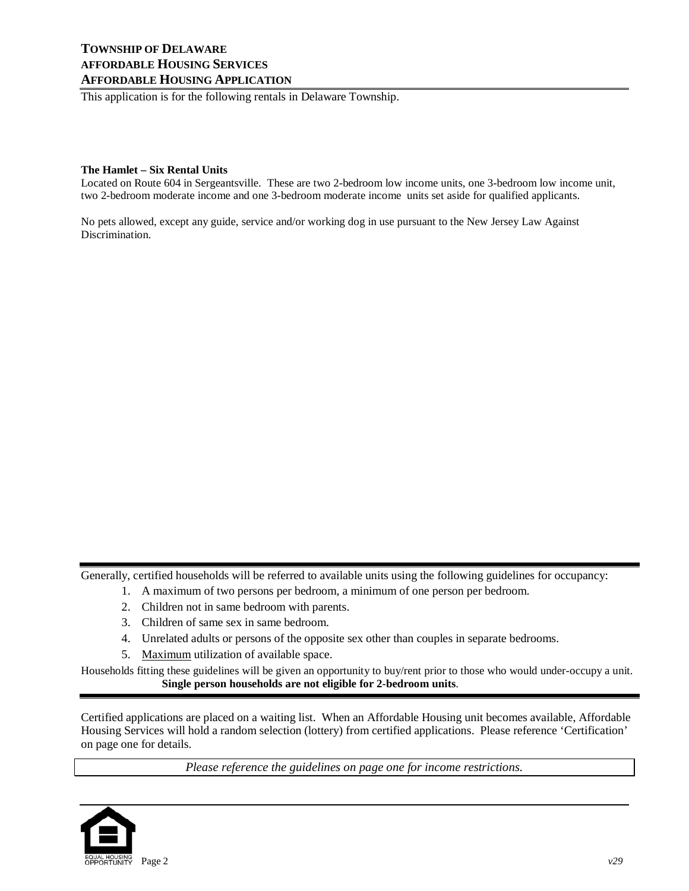**TOWNSHIP OF DELAWARE**
**AFFORDABLE HOUSING SERVICES**
**AFFORDABLE HOUSING APPLICATION**

This application is for the following rentals in Delaware Township.

**The Hamlet – Six Rental Units**

Located on Route 604 in Sergeantsville. These are two 2-bedroom low income units, one 3-bedroom low income unit, two 2-bedroom moderate income and one 3-bedroom moderate income units set aside for qualified applicants.

No pets allowed, except any guide, service and/or working dog in use pursuant to the New Jersey Law Against Discrimination.

---

Generally, certified households will be referred to available units using the following guidelines for occupancy:

1. A maximum of two persons per bedroom, a minimum of one person per bedroom.
2. Children not in same bedroom with parents.
3. Children of same sex in same bedroom.
4. Unrelated adults or persons of the opposite sex other than couples in separate bedrooms.
5. Maximum utilization of available space.

Households fitting these guidelines will be given an opportunity to buy/rent prior to those who would under-occupy a unit.

**Single person households are not eligible for 2-bedroom units**.

---

Certified applications are placed on a waiting list. When an Affordable Housing unit becomes available, Affordable Housing Services will hold a random selection (lottery) from certified applications. Please reference 'Certification' on page one for details.

*Please reference the guidelines on page one for income restrictions.*

EQUAL HOUSING OPPORTUNITY

v29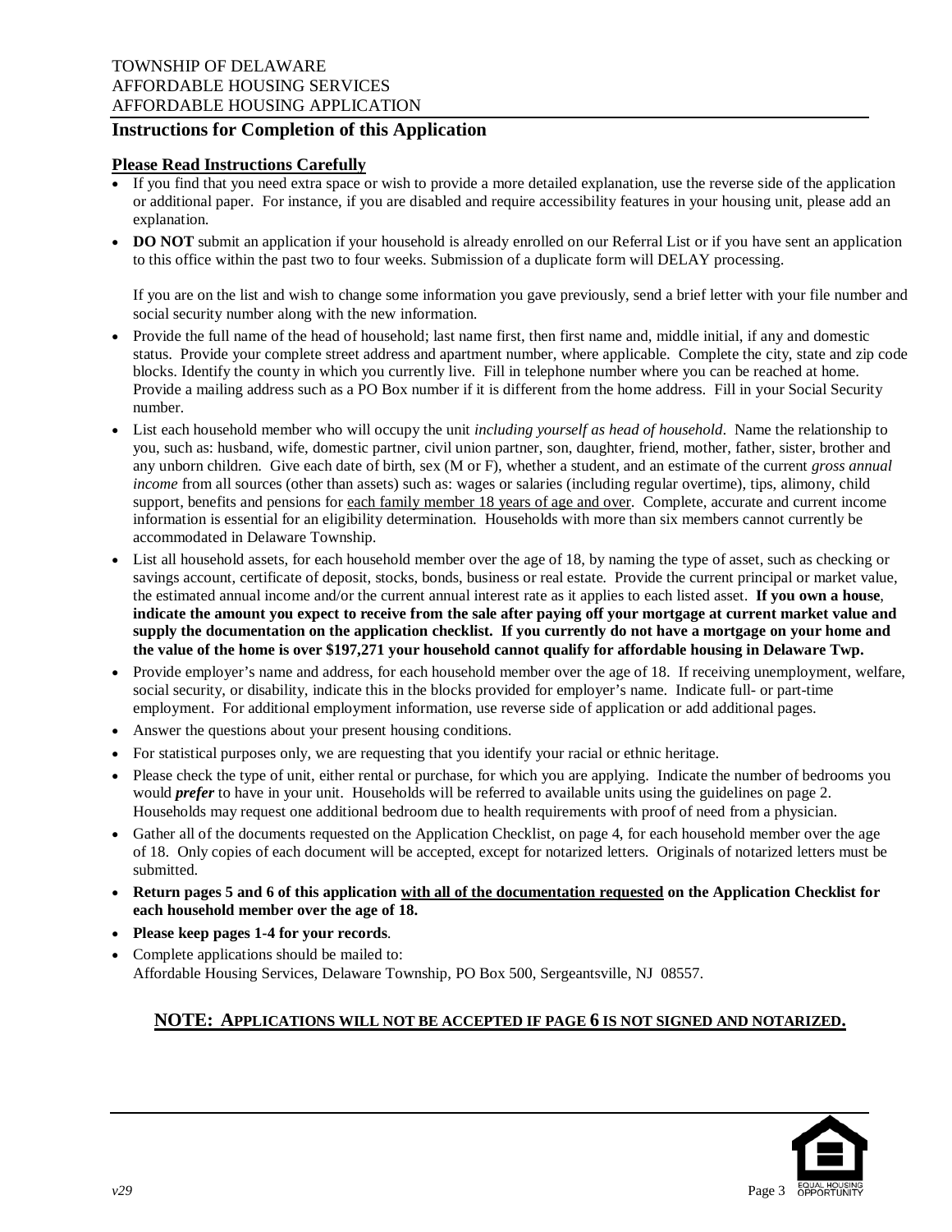TOWNSHIP OF DELAWARE
AFFORDABLE HOUSING SERVICES
AFFORDABLE HOUSING APPLICATION

## Instructions for Completion of this Application

**Please Read Instructions Carefully**

- If you find that you need extra space or wish to provide a more detailed explanation, use the reverse side of the application or additional paper. For instance, if you are disabled and require accessibility features in your housing unit, please add an explanation.
- **DO NOT** submit an application if your household is already enrolled on our Referral List or if you have sent an application to this office within the past two to four weeks. Submission of a duplicate form will DELAY processing.

  If you are on the list and wish to change some information you gave previously, send a brief letter with your file number and social security number along with the new information.
- Provide the full name of the head of household; last name first, then first name and, middle initial, if any and domestic status. Provide your complete street address and apartment number, where applicable. Complete the city, state and zip code blocks. Identify the county in which you currently live. Fill in telephone number where you can be reached at home. Provide a mailing address such as a PO Box number if it is different from the home address. Fill in your Social Security number.
- List each household member who will occupy the unit *including yourself as head of household*. Name the relationship to you, such as: husband, wife, domestic partner, civil union partner, son, daughter, friend, mother, father, sister, brother and any unborn children. Give each date of birth, sex (M or F), whether a student, and an estimate of the current *gross annual income* from all sources (other than assets) such as: wages or salaries (including regular overtime), tips, alimony, child support, benefits and pensions for each family member 18 years of age and over. Complete, accurate and current income information is essential for an eligibility determination. Households with more than six members cannot currently be accommodated in Delaware Township.
- List all household assets, for each household member over the age of 18, by naming the type of asset, such as checking or savings account, certificate of deposit, stocks, bonds, business or real estate. Provide the current principal or market value, the estimated annual income and/or the current annual interest rate as it applies to each listed asset. **If you own a house**, **indicate the amount you expect to receive from the sale after paying off your mortgage at current market value and supply the documentation on the application checklist. If you currently do not have a mortgage on your home and the value of the home is over $197,271 your household cannot qualify for affordable housing in Delaware Twp.**
- Provide employer's name and address, for each household member over the age of 18. If receiving unemployment, welfare, social security, or disability, indicate this in the blocks provided for employer's name. Indicate full- or part-time employment. For additional employment information, use reverse side of application or add additional pages.
- Answer the questions about your present housing conditions.
- For statistical purposes only, we are requesting that you identify your racial or ethnic heritage.
- Please check the type of unit, either rental or purchase, for which you are applying. Indicate the number of bedrooms you would ***prefer*** to have in your unit. Households will be referred to available units using the guidelines on page 2. Households may request one additional bedroom due to health requirements with proof of need from a physician.
- Gather all of the documents requested on the Application Checklist, on page 4, for each household member over the age of 18. Only copies of each document will be accepted, except for notarized letters. Originals of notarized letters must be submitted.
- **Return pages 5 and 6 of this application with all of the documentation requested on the Application Checklist for each household member over the age of 18.**
- **Please keep pages 1-4 for your records**.
- Complete applications should be mailed to:
  Affordable Housing Services, Delaware Township, PO Box 500, Sergeantsville, NJ 08557.

**NOTE: APPLICATIONS WILL NOT BE ACCEPTED IF PAGE 6 IS NOT SIGNED AND NOTARIZED.**

*v29*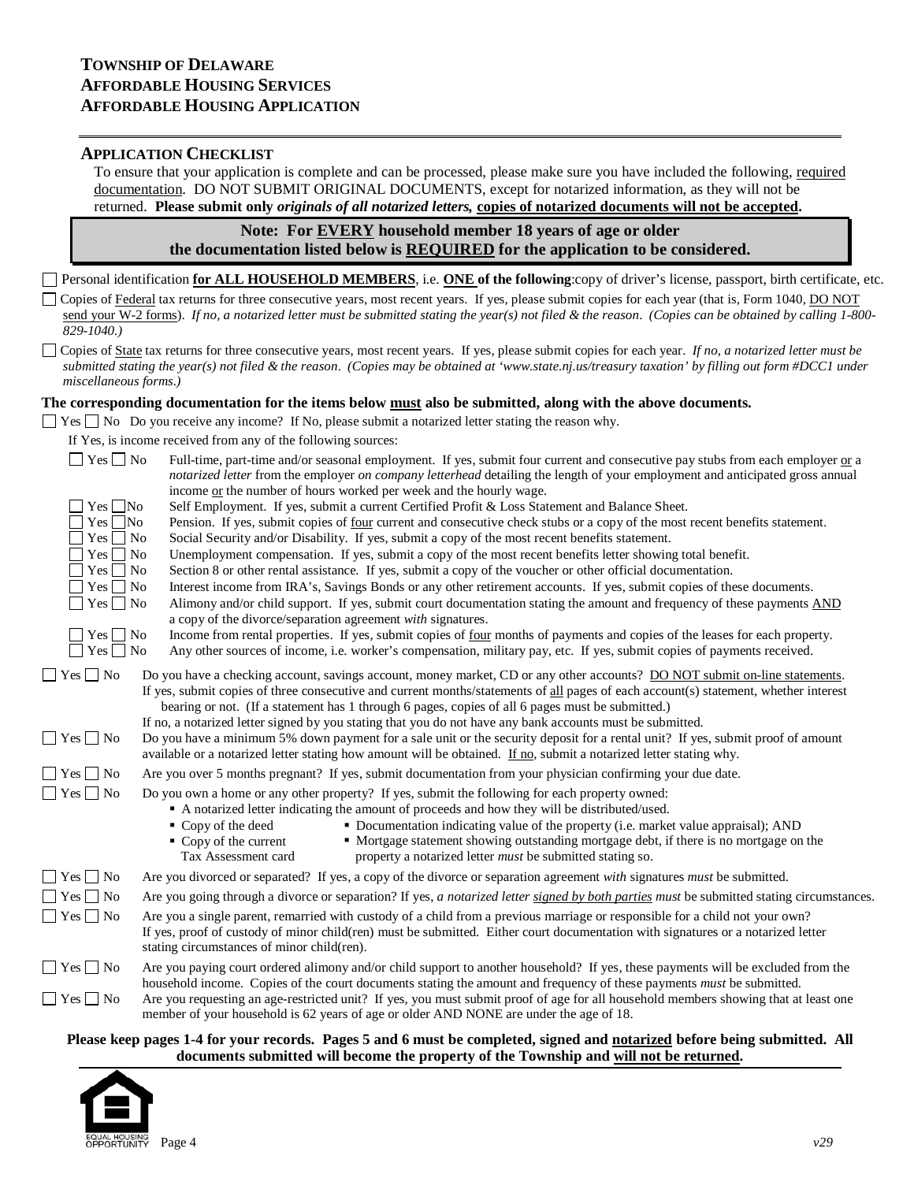**TOWNSHIP OF DELAWARE**
**AFFORDABLE HOUSING SERVICES**
**AFFORDABLE HOUSING APPLICATION**

---

## APPLICATION CHECKLIST

To ensure that your application is complete and can be processed, please make sure you have included the following, required documentation. DO NOT SUBMIT ORIGINAL DOCUMENTS, except for notarized information, as they will not be returned. **Please submit only *originals of all notarized letters,* copies of notarized documents will not be accepted.**

> **Note: For EVERY household member 18 years of age or older the documentation listed below is REQUIRED for the application to be considered.**

☐ Personal identification **for ALL HOUSEHOLD MEMBERS**, i.e. **ONE of the following**: copy of driver's license, passport, birth certificate, etc.

☐ Copies of Federal tax returns for three consecutive years, most recent years. If yes, please submit copies for each year (that is, Form 1040, DO NOT send your W-2 forms). *If no, a notarized letter must be submitted stating the year(s) not filed & the reason. (Copies can be obtained by calling 1-800-829-1040.)*

☐ Copies of State tax returns for three consecutive years, most recent years. If yes, please submit copies for each year. *If no, a notarized letter must be submitted stating the year(s) not filed & the reason. (Copies may be obtained at 'www.state.nj.us/treasury taxation' by filling out form #DCC1 under miscellaneous forms.)*

**The corresponding documentation for the items below must also be submitted, along with the above documents.**

☐ Yes ☐ No Do you receive any income? If No, please submit a notarized letter stating the reason why.

If Yes, is income received from any of the following sources:

- ☐ Yes ☐ No Full-time, part-time and/or seasonal employment. If yes, submit four current and consecutive pay stubs from each employer or a *notarized letter* from the employer *on company letterhead* detailing the length of your employment and anticipated gross annual income or the number of hours worked per week and the hourly wage.
- ☐ Yes ☐ No Self Employment. If yes, submit a current Certified Profit & Loss Statement and Balance Sheet.
- ☐ Yes ☐ No Pension. If yes, submit copies of four current and consecutive check stubs or a copy of the most recent benefits statement.
- ☐ Yes ☐ No Social Security and/or Disability. If yes, submit a copy of the most recent benefits statement.
- ☐ Yes ☐ No Unemployment compensation. If yes, submit a copy of the most recent benefits letter showing total benefit.
- ☐ Yes ☐ No Section 8 or other rental assistance. If yes, submit a copy of the voucher or other official documentation.
- ☐ Yes ☐ No Interest income from IRA's, Savings Bonds or any other retirement accounts. If yes, submit copies of these documents.
- ☐ Yes ☐ No Alimony and/or child support. If yes, submit court documentation stating the amount and frequency of these payments AND a copy of the divorce/separation agreement *with* signatures.
- ☐ Yes ☐ No Income from rental properties. If yes, submit copies of four months of payments and copies of the leases for each property.
- ☐ Yes ☐ No Any other sources of income, i.e. worker's compensation, military pay, etc. If yes, submit copies of payments received.

☐ Yes ☐ No Do you have a checking account, savings account, money market, CD or any other accounts? DO NOT submit on-line statements. If yes, submit copies of three consecutive and current months/statements of all pages of each account(s) statement, whether interest bearing or not. (If a statement has 1 through 6 pages, copies of all 6 pages must be submitted.) If no, a notarized letter signed by you stating that you do not have any bank accounts must be submitted.

☐ Yes ☐ No Do you have a minimum 5% down payment for a sale unit or the security deposit for a rental unit? If yes, submit proof of amount available or a notarized letter stating how amount will be obtained. If no, submit a notarized letter stating why.

☐ Yes ☐ No Are you over 5 months pregnant? If yes, submit documentation from your physician confirming your due date.

☐ Yes ☐ No Do you own a home or any other property? If yes, submit the following for each property owned:

- A notarized letter indicating the amount of proceeds and how they will be distributed/used.
- Copy of the deed
- Copy of the current Tax Assessment card
- Documentation indicating value of the property (i.e. market value appraisal); AND
- Mortgage statement showing outstanding mortgage debt, if there is no mortgage on the property a notarized letter *must* be submitted stating so.

☐ Yes ☐ No Are you divorced or separated? If yes, a copy of the divorce or separation agreement *with* signatures *must* be submitted.

☐ Yes ☐ No Are you going through a divorce or separation? If yes, *a notarized letter signed by both parties must* be submitted stating circumstances.

☐ Yes ☐ No Are you a single parent, remarried with custody of a child from a previous marriage or responsible for a child not your own? If yes, proof of custody of minor child(ren) must be submitted. Either court documentation with signatures or a notarized letter stating circumstances of minor child(ren).

☐ Yes ☐ No Are you paying court ordered alimony and/or child support to another household? If yes, these payments will be excluded from the household income. Copies of the court documents stating the amount and frequency of these payments *must* be submitted.

☐ Yes ☐ No Are you requesting an age-restricted unit? If yes, you must submit proof of age for all household members showing that at least one member of your household is 62 years of age or older AND NONE are under the age of 18.

**Please keep pages 1-4 for your records. Pages 5 and 6 must be completed, signed and notarized before being submitted. All documents submitted will become the property of the Township and will not be returned.**

EQUAL HOUSING OPPORTUNITY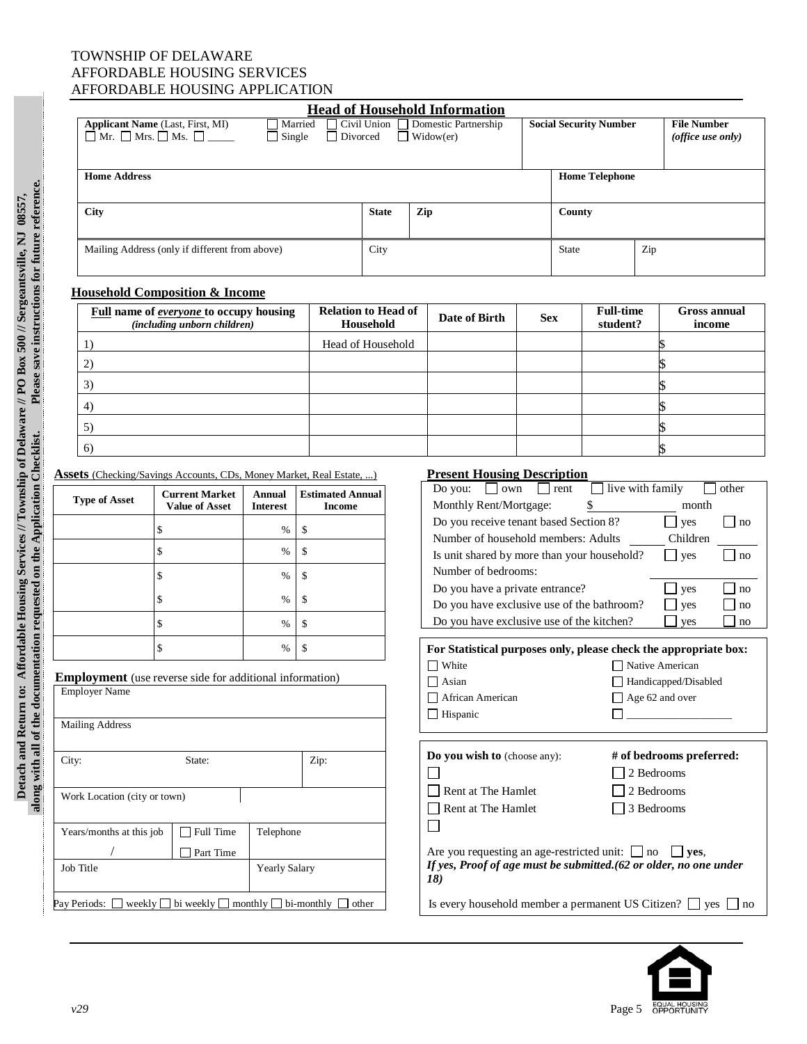TOWNSHIP OF DELAWARE
AFFORDABLE HOUSING SERVICES
AFFORDABLE HOUSING APPLICATION

**Detach and Return to: Affordable Housing Services // Township of Delaware // PO Box 500 // Sergeantsville, NJ 08557, along with all of the documentation requested on the Application Checklist. Please save instructions for future reference.**

## Head of Household Information

| **Applicant Name** (Last, First, MI) ☐ Mr. ☐ Mrs. ☐ Ms. ☐ _____ | ☐ Married ☐ Civil Union ☐ Domestic Partnership ☐ Single ☐ Divorced ☐ Widow(er) | | **Social Security Number** | **File Number** *(office use only)* |
|---|---|---|---|---|
| **Home Address** | | | **Home Telephone** | |
| **City** | **State** | **Zip** | **County** | |
| Mailing Address (only if different from above) | City | | State | Zip |

## Household Composition & Income

| **Full** name of *everyone* to occupy housing *(including unborn children)* | Relation to Head of Household | Date of Birth | Sex | Full-time student? | Gross annual income |
|---|---|---|---|---|---|
| 1) | Head of Household | | | | $ |
| 2) | | | | | $ |
| 3) | | | | | $ |
| 4) | | | | | $ |
| 5) | | | | | $ |
| 6) | | | | | $ |

**Assets** (Checking/Savings Accounts, CDs, Money Market, Real Estate, ...)

| Type of Asset | Current Market Value of Asset | Annual Interest | Estimated Annual Income |
|---|---|---|---|
| | $ | % | $ |
| | $ | % | $ |
| | $ | % | $ |
| | $ | % | $ |
| | $ | % | $ |
| | $ | % | $ |

**Employment** (use reverse side for additional information)

| | | | |
|---|---|---|---|
| Employer Name | | | |
| Mailing Address | | | |
| City: | State: | | Zip: |
| Work Location (city or town) | | | |
| Years/months at this job / | ☐ Full Time ☐ Part Time | Telephone | |
| Job Title | | Yearly Salary | |

Pay Periods: ☐ weekly ☐ bi weekly ☐ monthly ☐ bi-monthly ☐ other

**Present Housing Description**

Do you: ☐ own ☐ rent ☐ live with family ☐ other

Monthly Rent/Mortgage: $ __________ month

Do you receive tenant based Section 8? ☐ yes ☐ no

Number of household members: Adults ______ Children ______

Is unit shared by more than your household? ☐ yes ☐ no

Number of bedrooms: ______

Do you have a private entrance? ☐ yes ☐ no

Do you have exclusive use of the bathroom? ☐ yes ☐ no

Do you have exclusive use of the kitchen? ☐ yes ☐ no

**For Statistical purposes only, please check the appropriate box:**

☐ White
☐ Asian
☐ African American
☐ Hispanic
☐ Native American
☐ Handicapped/Disabled
☐ Age 62 and over
☐ ___________________

**Do you wish to** (choose any):

☐
☐ Rent at The Hamlet
☐ Rent at The Hamlet
☐

**# of bedrooms preferred:**

☐ 2 Bedrooms
☐ 2 Bedrooms
☐ 3 Bedrooms

Are you requesting an age-restricted unit: ☐ no ☐ **yes**,
***If yes, Proof of age must be submitted.(62 or older, no one under 18)***

Is every household member a permanent US Citizen? ☐ yes ☐ no

*v29*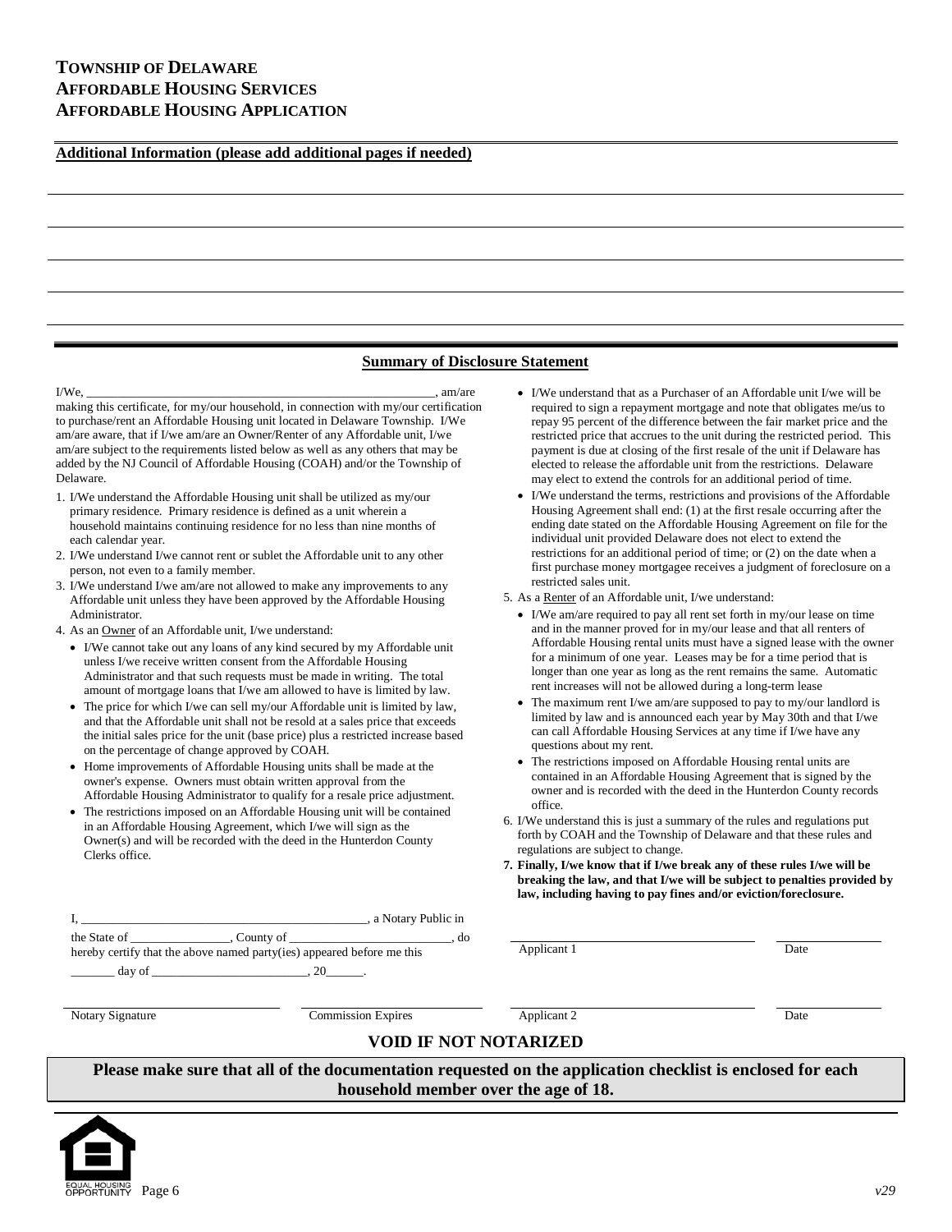# TOWNSHIP OF DELAWARE
# AFFORDABLE HOUSING SERVICES
# AFFORDABLE HOUSING APPLICATION

**Additional Information (please add additional pages if needed)**

______________________________________________________________________________

______________________________________________________________________________

______________________________________________________________________________

______________________________________________________________________________

______________________________________________________________________________

## Summary of Disclosure Statement

I/We, ________________________________________________, am/are making this certificate, for my/our household, in connection with my/our certification to purchase/rent an Affordable Housing unit located in Delaware Township. I/We am/are aware, that if I/we am/are an Owner/Renter of any Affordable unit, I/we am/are subject to the requirements listed below as well as any others that may be added by the NJ Council of Affordable Housing (COAH) and/or the Township of Delaware.

1. I/We understand the Affordable Housing unit shall be utilized as my/our primary residence. Primary residence is defined as a unit wherein a household maintains continuing residence for no less than nine months of each calendar year.
2. I/We understand I/we cannot rent or sublet the Affordable unit to any other person, not even to a family member.
3. I/We understand I/we am/are not allowed to make any improvements to any Affordable unit unless they have been approved by the Affordable Housing Administrator.
4. As an Owner of an Affordable unit, I/we understand:
   - I/We cannot take out any loans of any kind secured by my Affordable unit unless I/we receive written consent from the Affordable Housing Administrator and that such requests must be made in writing. The total amount of mortgage loans that I/we am allowed to have is limited by law.
   - The price for which I/we can sell my/our Affordable unit is limited by law, and that the Affordable unit shall not be resold at a sales price that exceeds the initial sales price for the unit (base price) plus a restricted increase based on the percentage of change approved by COAH.
   - Home improvements of Affordable Housing units shall be made at the owner's expense. Owners must obtain written approval from the Affordable Housing Administrator to qualify for a resale price adjustment.
   - The restrictions imposed on an Affordable Housing unit will be contained in an Affordable Housing Agreement, which I/we will sign as the Owner(s) and will be recorded with the deed in the Hunterdon County Clerks office.
   - I/We understand that as a Purchaser of an Affordable unit I/we will be required to sign a repayment mortgage and note that obligates me/us to repay 95 percent of the difference between the fair market price and the restricted price that accrues to the unit during the restricted period. This payment is due at closing of the first resale of the unit if Delaware has elected to release the affordable unit from the restrictions. Delaware may elect to extend the controls for an additional period of time.
   - I/We understand the terms, restrictions and provisions of the Affordable Housing Agreement shall end: (1) at the first resale occurring after the ending date stated on the Affordable Housing Agreement on file for the individual unit provided Delaware does not elect to extend the restrictions for an additional period of time; or (2) on the date when a first purchase money mortgagee receives a judgment of foreclosure on a restricted sales unit.
5. As a Renter of an Affordable unit, I/we understand:
   - I/We am/are required to pay all rent set forth in my/our lease on time and in the manner proved for in my/our lease and that all renters of Affordable Housing rental units must have a signed lease with the owner for a minimum of one year. Leases may be for a time period that is longer than one year as long as the rent remains the same. Automatic rent increases will not be allowed during a long-term lease
   - The maximum rent I/we am/are supposed to pay to my/our landlord is limited by law and is announced each year by May 30th and that I/we can call Affordable Housing Services at any time if I/we have any questions about my rent.
   - The restrictions imposed on Affordable Housing rental units are contained in an Affordable Housing Agreement that is signed by the owner and is recorded with the deed in the Hunterdon County records office.
6. I/We understand this is just a summary of the rules and regulations put forth by COAH and the Township of Delaware and that these rules and regulations are subject to change.
7. **Finally, I/we know that if I/we break any of these rules I/we will be breaking the law, and that I/we will be subject to penalties provided by law, including having to pay fines and/or eviction/foreclosure.**

I, ________________________________________, a Notary Public in the State of _______________, County of ______________________, do hereby certify that the above named party(ies) appeared before me this _______ day of ______________________, 20______.

| | |
|---|---|
| ______________________ Applicant 1 | __________ Date |
| ______________________ Applicant 2 | __________ Date |

______________________ Notary Signature ______________________ Commission Expires

**VOID IF NOT NOTARIZED**

**Please make sure that all of the documentation requested on the application checklist is enclosed for each household member over the age of 18.**

EQUAL HOUSING OPPORTUNITY

*v29*